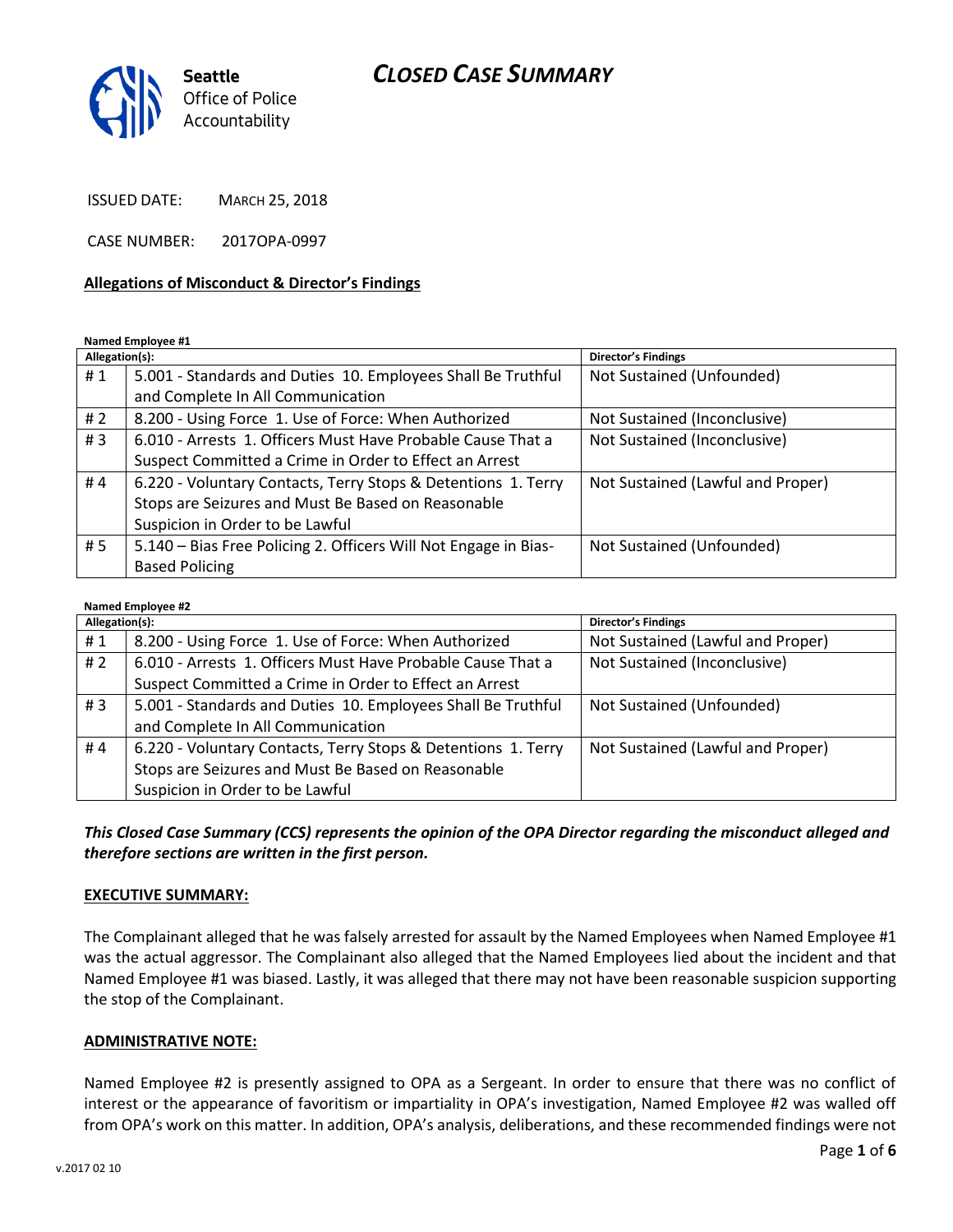Seattle Office of Police Accountability

# CLOSED CASE SUMMARY

ISSUED DATE: MARCH 25, 2018

CASE NUMBER: 2017OPA-0997

**Allegations of Misconduct & Director's Findings**

**Named Employee #1**

| Allegation(s): | | Director's Findings |
|---|---|---|
| # 1 | 5.001 - Standards and Duties 10. Employees Shall Be Truthful and Complete In All Communication | Not Sustained (Unfounded) |
| # 2 | 8.200 - Using Force 1. Use of Force: When Authorized | Not Sustained (Inconclusive) |
| # 3 | 6.010 - Arrests 1. Officers Must Have Probable Cause That a Suspect Committed a Crime in Order to Effect an Arrest | Not Sustained (Inconclusive) |
| # 4 | 6.220 - Voluntary Contacts, Terry Stops & Detentions 1. Terry Stops are Seizures and Must Be Based on Reasonable Suspicion in Order to be Lawful | Not Sustained (Lawful and Proper) |
| # 5 | 5.140 – Bias Free Policing 2. Officers Will Not Engage in Bias-Based Policing | Not Sustained (Unfounded) |

**Named Employee #2**

| Allegation(s): | | Director's Findings |
|---|---|---|
| # 1 | 8.200 - Using Force 1. Use of Force: When Authorized | Not Sustained (Lawful and Proper) |
| # 2 | 6.010 - Arrests 1. Officers Must Have Probable Cause That a Suspect Committed a Crime in Order to Effect an Arrest | Not Sustained (Inconclusive) |
| # 3 | 5.001 - Standards and Duties 10. Employees Shall Be Truthful and Complete In All Communication | Not Sustained (Unfounded) |
| # 4 | 6.220 - Voluntary Contacts, Terry Stops & Detentions 1. Terry Stops are Seizures and Must Be Based on Reasonable Suspicion in Order to be Lawful | Not Sustained (Lawful and Proper) |

***This Closed Case Summary (CCS) represents the opinion of the OPA Director regarding the misconduct alleged and therefore sections are written in the first person.***

**EXECUTIVE SUMMARY:**

The Complainant alleged that he was falsely arrested for assault by the Named Employees when Named Employee #1 was the actual aggressor. The Complainant also alleged that the Named Employees lied about the incident and that Named Employee #1 was biased. Lastly, it was alleged that there may not have been reasonable suspicion supporting the stop of the Complainant.

**ADMINISTRATIVE NOTE:**

Named Employee #2 is presently assigned to OPA as a Sergeant. In order to ensure that there was no conflict of interest or the appearance of favoritism or impartiality in OPA's investigation, Named Employee #2 was walled off from OPA's work on this matter. In addition, OPA's analysis, deliberations, and these recommended findings were not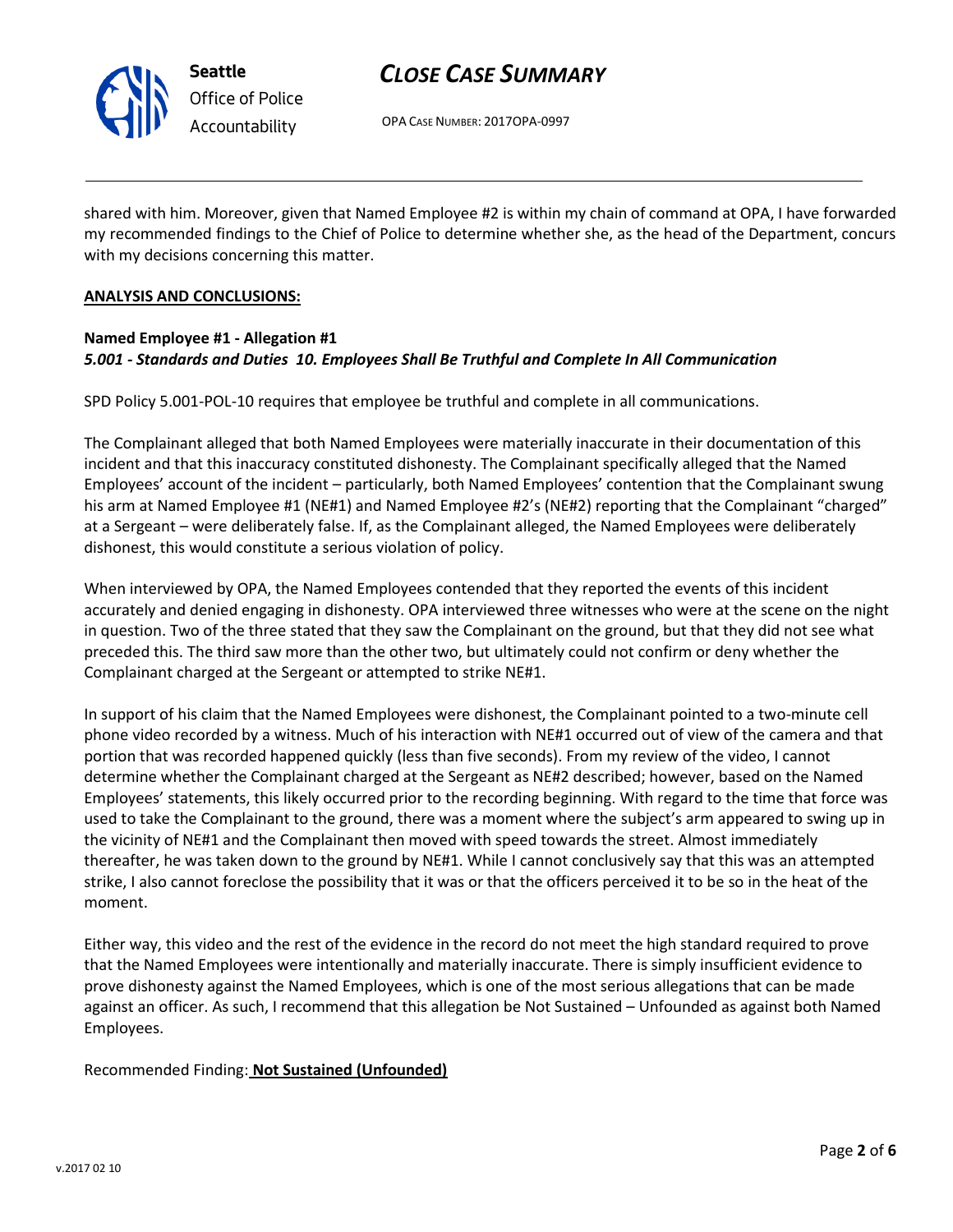shared with him. Moreover, given that Named Employee #2 is within my chain of command at OPA, I have forwarded my recommended findings to the Chief of Police to determine whether she, as the head of the Department, concurs with my decisions concerning this matter.

**ANALYSIS AND CONCLUSIONS:**

**Named Employee #1 - Allegation #1**
***5.001 - Standards and Duties 10. Employees Shall Be Truthful and Complete In All Communication***

SPD Policy 5.001-POL-10 requires that employee be truthful and complete in all communications.

The Complainant alleged that both Named Employees were materially inaccurate in their documentation of this incident and that this inaccuracy constituted dishonesty. The Complainant specifically alleged that the Named Employees' account of the incident – particularly, both Named Employees' contention that the Complainant swung his arm at Named Employee #1 (NE#1) and Named Employee #2's (NE#2) reporting that the Complainant "charged" at a Sergeant – were deliberately false. If, as the Complainant alleged, the Named Employees were deliberately dishonest, this would constitute a serious violation of policy.

When interviewed by OPA, the Named Employees contended that they reported the events of this incident accurately and denied engaging in dishonesty. OPA interviewed three witnesses who were at the scene on the night in question. Two of the three stated that they saw the Complainant on the ground, but that they did not see what preceded this. The third saw more than the other two, but ultimately could not confirm or deny whether the Complainant charged at the Sergeant or attempted to strike NE#1.

In support of his claim that the Named Employees were dishonest, the Complainant pointed to a two-minute cell phone video recorded by a witness. Much of his interaction with NE#1 occurred out of view of the camera and that portion that was recorded happened quickly (less than five seconds). From my review of the video, I cannot determine whether the Complainant charged at the Sergeant as NE#2 described; however, based on the Named Employees' statements, this likely occurred prior to the recording beginning. With regard to the time that force was used to take the Complainant to the ground, there was a moment where the subject's arm appeared to swing up in the vicinity of NE#1 and the Complainant then moved with speed towards the street. Almost immediately thereafter, he was taken down to the ground by NE#1. While I cannot conclusively say that this was an attempted strike, I also cannot foreclose the possibility that it was or that the officers perceived it to be so in the heat of the moment.

Either way, this video and the rest of the evidence in the record do not meet the high standard required to prove that the Named Employees were intentionally and materially inaccurate. There is simply insufficient evidence to prove dishonesty against the Named Employees, which is one of the most serious allegations that can be made against an officer. As such, I recommend that this allegation be Not Sustained – Unfounded as against both Named Employees.

Recommended Finding: **Not Sustained (Unfounded)**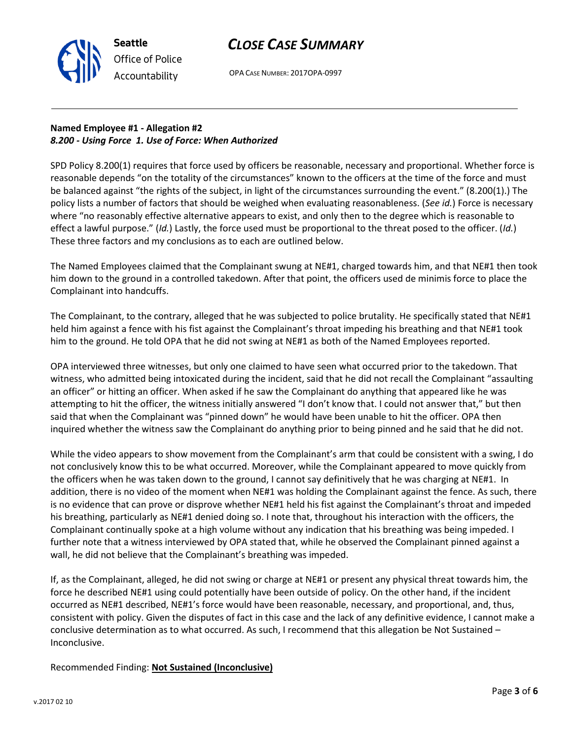**Named Employee #1 - Allegation #2**
***8.200 - Using Force 1. Use of Force: When Authorized***

SPD Policy 8.200(1) requires that force used by officers be reasonable, necessary and proportional. Whether force is reasonable depends "on the totality of the circumstances" known to the officers at the time of the force and must be balanced against "the rights of the subject, in light of the circumstances surrounding the event." (8.200(1).) The policy lists a number of factors that should be weighed when evaluating reasonableness. (*See id.*) Force is necessary where "no reasonably effective alternative appears to exist, and only then to the degree which is reasonable to effect a lawful purpose." (*Id.*) Lastly, the force used must be proportional to the threat posed to the officer. (*Id.*) These three factors and my conclusions as to each are outlined below.

The Named Employees claimed that the Complainant swung at NE#1, charged towards him, and that NE#1 then took him down to the ground in a controlled takedown. After that point, the officers used de minimis force to place the Complainant into handcuffs.

The Complainant, to the contrary, alleged that he was subjected to police brutality. He specifically stated that NE#1 held him against a fence with his fist against the Complainant's throat impeding his breathing and that NE#1 took him to the ground. He told OPA that he did not swing at NE#1 as both of the Named Employees reported.

OPA interviewed three witnesses, but only one claimed to have seen what occurred prior to the takedown. That witness, who admitted being intoxicated during the incident, said that he did not recall the Complainant "assaulting an officer" or hitting an officer. When asked if he saw the Complainant do anything that appeared like he was attempting to hit the officer, the witness initially answered "I don't know that. I could not answer that," but then said that when the Complainant was "pinned down" he would have been unable to hit the officer. OPA then inquired whether the witness saw the Complainant do anything prior to being pinned and he said that he did not.

While the video appears to show movement from the Complainant's arm that could be consistent with a swing, I do not conclusively know this to be what occurred. Moreover, while the Complainant appeared to move quickly from the officers when he was taken down to the ground, I cannot say definitively that he was charging at NE#1. In addition, there is no video of the moment when NE#1 was holding the Complainant against the fence. As such, there is no evidence that can prove or disprove whether NE#1 held his fist against the Complainant's throat and impeded his breathing, particularly as NE#1 denied doing so. I note that, throughout his interaction with the officers, the Complainant continually spoke at a high volume without any indication that his breathing was being impeded. I further note that a witness interviewed by OPA stated that, while he observed the Complainant pinned against a wall, he did not believe that the Complainant's breathing was impeded.

If, as the Complainant, alleged, he did not swing or charge at NE#1 or present any physical threat towards him, the force he described NE#1 using could potentially have been outside of policy. On the other hand, if the incident occurred as NE#1 described, NE#1's force would have been reasonable, necessary, and proportional, and, thus, consistent with policy. Given the disputes of fact in this case and the lack of any definitive evidence, I cannot make a conclusive determination as to what occurred. As such, I recommend that this allegation be Not Sustained – Inconclusive.

Recommended Finding: **Not Sustained (Inconclusive)**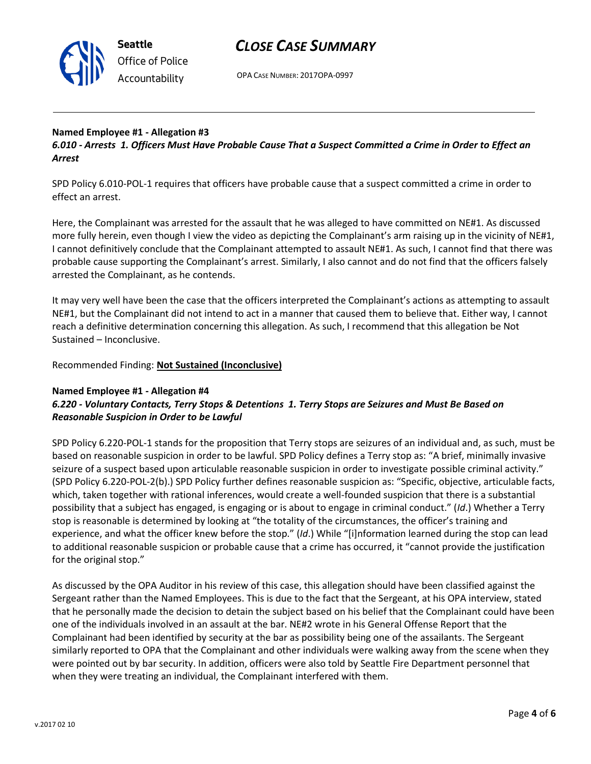**Named Employee #1 - Allegation #3**

***6.010 - Arrests 1. Officers Must Have Probable Cause That a Suspect Committed a Crime in Order to Effect an Arrest***

SPD Policy 6.010-POL-1 requires that officers have probable cause that a suspect committed a crime in order to effect an arrest.

Here, the Complainant was arrested for the assault that he was alleged to have committed on NE#1. As discussed more fully herein, even though I view the video as depicting the Complainant's arm raising up in the vicinity of NE#1, I cannot definitively conclude that the Complainant attempted to assault NE#1. As such, I cannot find that there was probable cause supporting the Complainant's arrest. Similarly, I also cannot and do not find that the officers falsely arrested the Complainant, as he contends.

It may very well have been the case that the officers interpreted the Complainant's actions as attempting to assault NE#1, but the Complainant did not intend to act in a manner that caused them to believe that. Either way, I cannot reach a definitive determination concerning this allegation. As such, I recommend that this allegation be Not Sustained – Inconclusive.

Recommended Finding: **Not Sustained (Inconclusive)**

**Named Employee #1 - Allegation #4**

***6.220 - Voluntary Contacts, Terry Stops & Detentions 1. Terry Stops are Seizures and Must Be Based on Reasonable Suspicion in Order to be Lawful***

SPD Policy 6.220-POL-1 stands for the proposition that Terry stops are seizures of an individual and, as such, must be based on reasonable suspicion in order to be lawful. SPD Policy defines a Terry stop as: "A brief, minimally invasive seizure of a suspect based upon articulable reasonable suspicion in order to investigate possible criminal activity." (SPD Policy 6.220-POL-2(b).) SPD Policy further defines reasonable suspicion as: "Specific, objective, articulable facts, which, taken together with rational inferences, would create a well-founded suspicion that there is a substantial possibility that a subject has engaged, is engaging or is about to engage in criminal conduct." (*Id*.) Whether a Terry stop is reasonable is determined by looking at "the totality of the circumstances, the officer's training and experience, and what the officer knew before the stop." (*Id*.) While "[i]nformation learned during the stop can lead to additional reasonable suspicion or probable cause that a crime has occurred, it "cannot provide the justification for the original stop."

As discussed by the OPA Auditor in his review of this case, this allegation should have been classified against the Sergeant rather than the Named Employees. This is due to the fact that the Sergeant, at his OPA interview, stated that he personally made the decision to detain the subject based on his belief that the Complainant could have been one of the individuals involved in an assault at the bar. NE#2 wrote in his General Offense Report that the Complainant had been identified by security at the bar as possibility being one of the assailants. The Sergeant similarly reported to OPA that the Complainant and other individuals were walking away from the scene when they were pointed out by bar security. In addition, officers were also told by Seattle Fire Department personnel that when they were treating an individual, the Complainant interfered with them.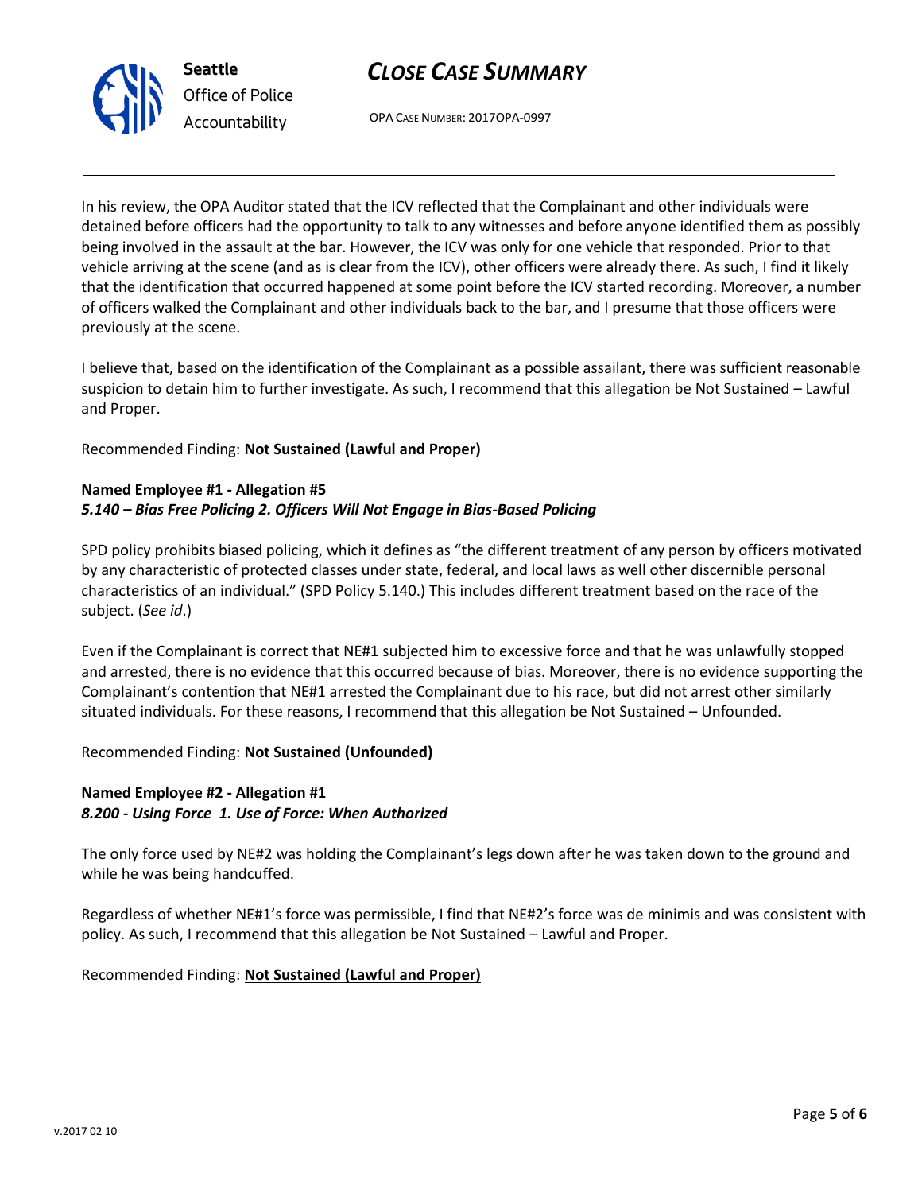In his review, the OPA Auditor stated that the ICV reflected that the Complainant and other individuals were detained before officers had the opportunity to talk to any witnesses and before anyone identified them as possibly being involved in the assault at the bar. However, the ICV was only for one vehicle that responded. Prior to that vehicle arriving at the scene (and as is clear from the ICV), other officers were already there. As such, I find it likely that the identification that occurred happened at some point before the ICV started recording. Moreover, a number of officers walked the Complainant and other individuals back to the bar, and I presume that those officers were previously at the scene.

I believe that, based on the identification of the Complainant as a possible assailant, there was sufficient reasonable suspicion to detain him to further investigate. As such, I recommend that this allegation be Not Sustained – Lawful and Proper.

Recommended Finding: **Not Sustained (Lawful and Proper)**

**Named Employee #1 - Allegation #5**
***5.140 – Bias Free Policing 2. Officers Will Not Engage in Bias-Based Policing***

SPD policy prohibits biased policing, which it defines as "the different treatment of any person by officers motivated by any characteristic of protected classes under state, federal, and local laws as well other discernible personal characteristics of an individual." (SPD Policy 5.140.) This includes different treatment based on the race of the subject. (*See id*.)

Even if the Complainant is correct that NE#1 subjected him to excessive force and that he was unlawfully stopped and arrested, there is no evidence that this occurred because of bias. Moreover, there is no evidence supporting the Complainant's contention that NE#1 arrested the Complainant due to his race, but did not arrest other similarly situated individuals. For these reasons, I recommend that this allegation be Not Sustained – Unfounded.

Recommended Finding: **Not Sustained (Unfounded)**

**Named Employee #2 - Allegation #1**
***8.200 - Using Force 1. Use of Force: When Authorized***

The only force used by NE#2 was holding the Complainant's legs down after he was taken down to the ground and while he was being handcuffed.

Regardless of whether NE#1's force was permissible, I find that NE#2's force was de minimis and was consistent with policy. As such, I recommend that this allegation be Not Sustained – Lawful and Proper.

Recommended Finding: **Not Sustained (Lawful and Proper)**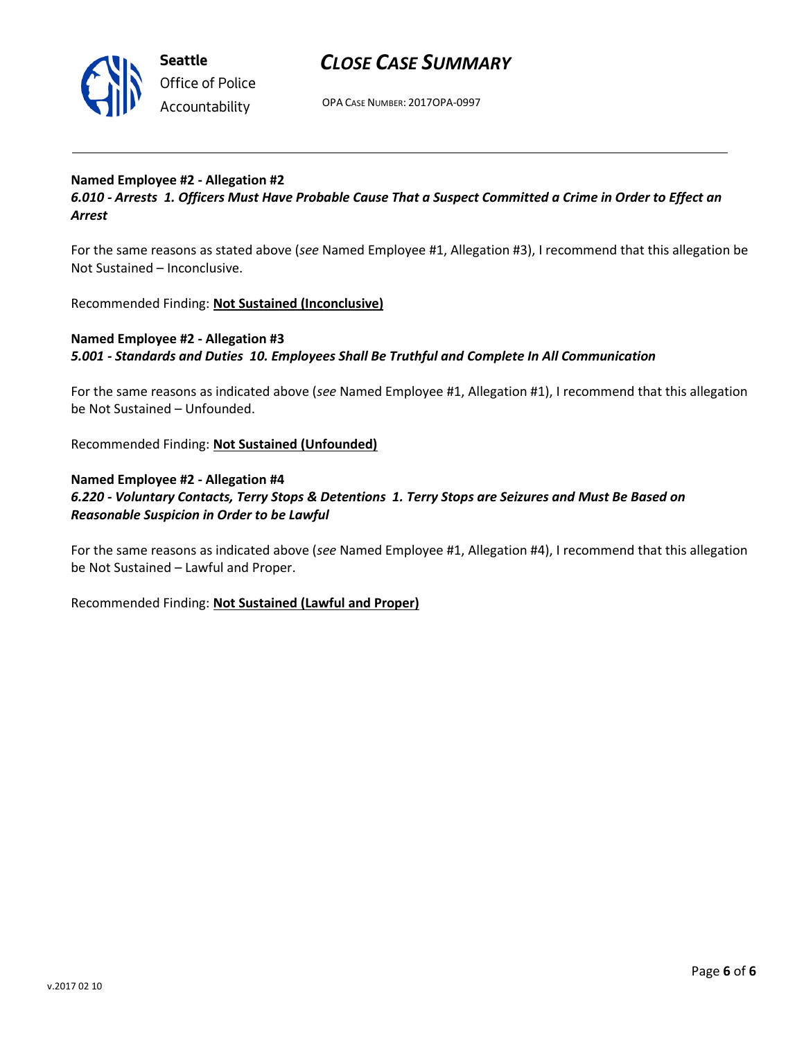**Named Employee #2 - Allegation #2**
***6.010 - Arrests 1. Officers Must Have Probable Cause That a Suspect Committed a Crime in Order to Effect an Arrest***

For the same reasons as stated above (*see* Named Employee #1, Allegation #3), I recommend that this allegation be Not Sustained – Inconclusive.

Recommended Finding: **Not Sustained (Inconclusive)**

**Named Employee #2 - Allegation #3**
***5.001 - Standards and Duties 10. Employees Shall Be Truthful and Complete In All Communication***

For the same reasons as indicated above (*see* Named Employee #1, Allegation #1), I recommend that this allegation be Not Sustained – Unfounded.

Recommended Finding: **Not Sustained (Unfounded)**

**Named Employee #2 - Allegation #4**
***6.220 - Voluntary Contacts, Terry Stops & Detentions 1. Terry Stops are Seizures and Must Be Based on Reasonable Suspicion in Order to be Lawful***

For the same reasons as indicated above (*see* Named Employee #1, Allegation #4), I recommend that this allegation be Not Sustained – Lawful and Proper.

Recommended Finding: **Not Sustained (Lawful and Proper)**